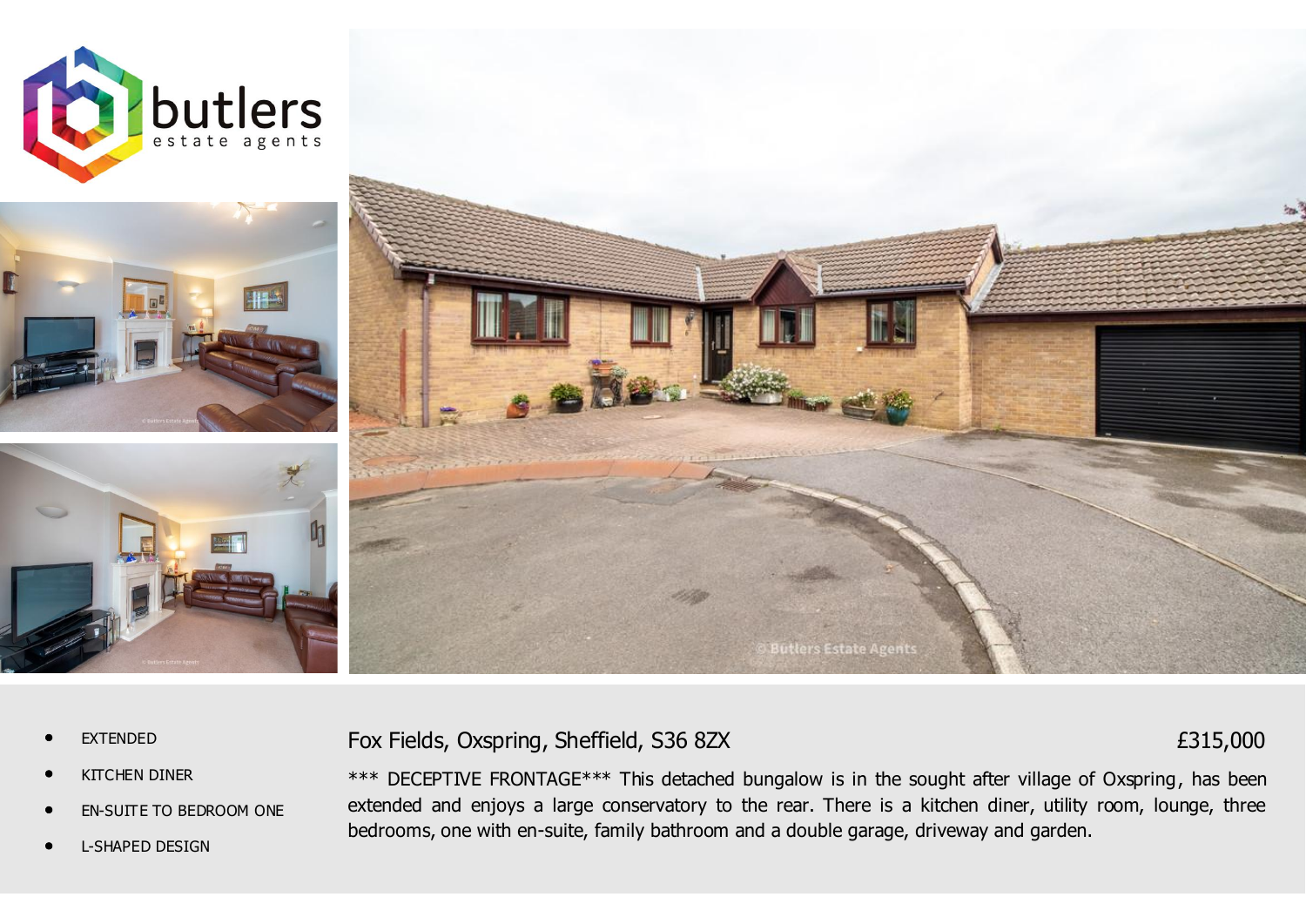- EXTENDED
- KITCHEN DINER
- EN-SUITE TO BEDROOM ONE
- L-SHAPED DESIGN

## Fox Fields, Oxspring, Sheffield, S36 8ZX

**£315,000**

*** DECEPTIVE FRONTAGE*** This detached bungalow is in the sought after village of Oxspring, has been extended and enjoys a large conservatory to the rear. There is a kitchen diner, utility room, lounge, three bedrooms, one with en-suite, family bathroom and a double garage, driveway and garden.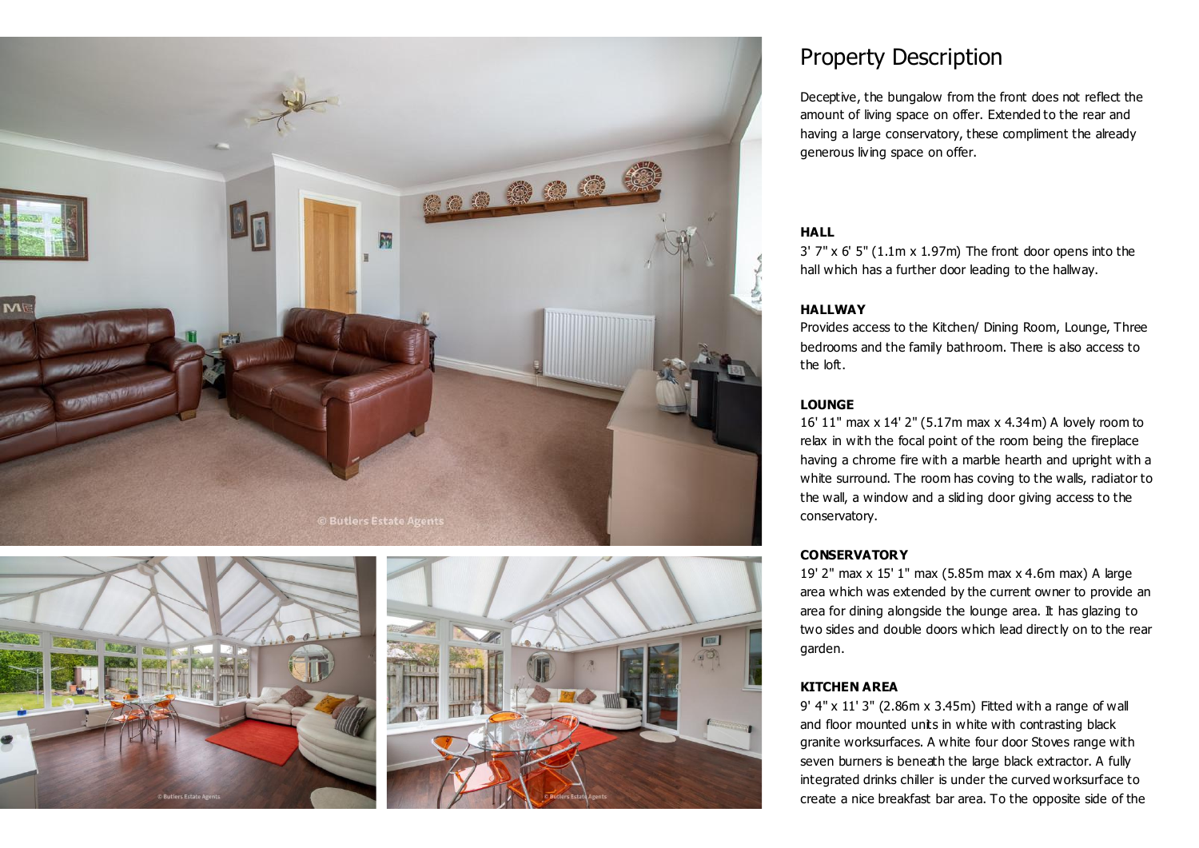## Property Description

Deceptive, the bungalow from the front does not reflect the amount of living space on offer. Extended to the rear and having a large conservatory, these compliment the already generous living space on offer.

**HALL**

3' 7" x 6' 5" (1.1m x 1.97m) The front door opens into the hall which has a further door leading to the hallway.

**HALLWAY**

Provides access to the Kitchen/ Dining Room, Lounge, Three bedrooms and the family bathroom. There is also access to the loft.

**LOUNGE**

16' 11" max x 14' 2" (5.17m max x 4.34m) A lovely room to relax in with the focal point of the room being the fireplace having a chrome fire with a marble hearth and upright with a white surround. The room has coving to the walls, radiator to the wall, a window and a sliding door giving access to the conservatory.

**CONSERVATORY**

19' 2" max x 15' 1" max (5.85m max x 4.6m max) A large area which was extended by the current owner to provide an area for dining alongside the lounge area. It has glazing to two sides and double doors which lead directly on to the rear garden.

**KITCHEN AREA**

9' 4" x 11' 3" (2.86m x 3.45m) Fitted with a range of wall and floor mounted units in white with contrasting black granite worksurfaces. A white four door Stoves range with seven burners is beneath the large black extractor. A fully integrated drinks chiller is under the curved worksurface to create a nice breakfast bar area. To the opposite side of the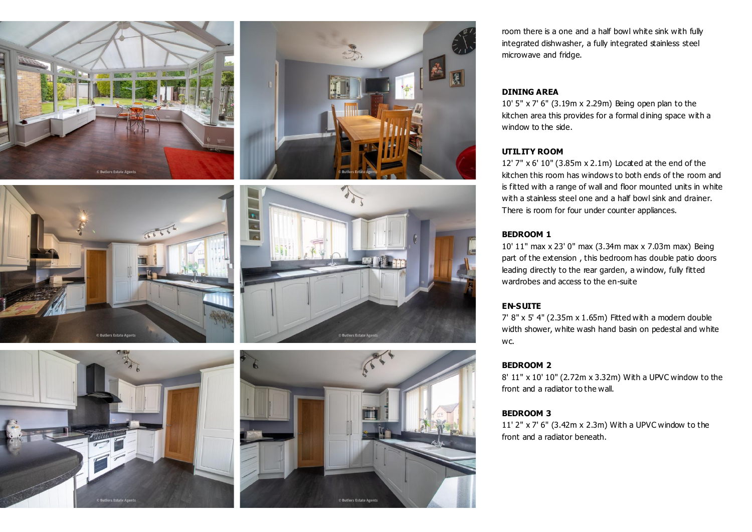room there is a one and a half bowl white sink with fully integrated dishwasher, a fully integrated stainless steel microwave and fridge.

**DINING AREA**

10' 5" x 7' 6" (3.19m x 2.29m) Being open plan to the kitchen area this provides for a formal dining space with a window to the side.

**UTILITY ROOM**

12' 7" x 6' 10" (3.85m x 2.1m) Located at the end of the kitchen this room has windows to both ends of the room and is fitted with a range of wall and floor mounted units in white with a stainless steel one and a half bowl sink and drainer. There is room for four under counter appliances.

**BEDROOM 1**

10' 11" max x 23' 0" max (3.34m max x 7.03m max) Being part of the extension , this bedroom has double patio doors leading directly to the rear garden, a window, fully fitted wardrobes and access to the en-suite

**EN-SUITE**

7' 8" x 5' 4" (2.35m x 1.65m) Fitted with a modern double width shower, white wash hand basin on pedestal and white wc.

**BEDROOM 2**

8' 11" x 10' 10" (2.72m x 3.32m) With a UPVC window to the front and a radiator to the wall.

**BEDROOM 3**

11' 2" x 7' 6" (3.42m x 2.3m) With a UPVC window to the front and a radiator beneath.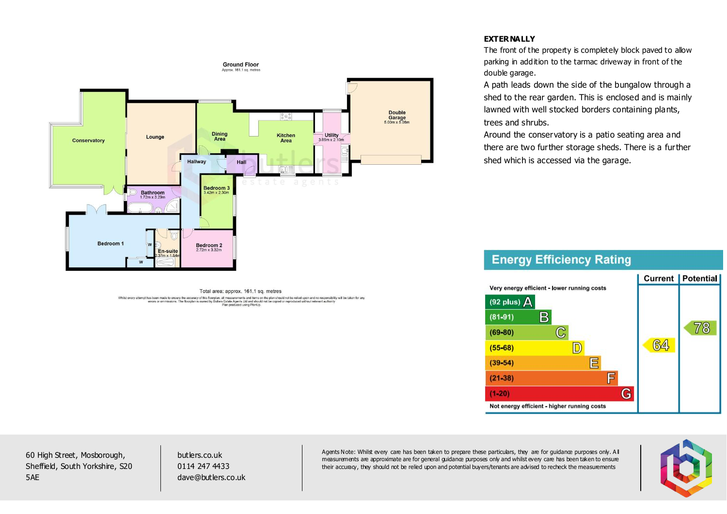Ground Floor
Approx. 161.1 sq. metres

Conservatory

Lounge

Dining Area

Kitchen Area

Utility
3.85m x 2.10m

Double Garage
5.00m x 5.08m

Hallway

Hall

Bathroom
1.72m x 3.29m

Bedroom 3
3.42m x 2.30m

Bedroom 1

En-suite
2.37m x 1.54m

Bedroom 2
2.72m x 3.32m

Total area: approx. 161.1 sq. metres

Whilst every attempt has been made to ensure the accuracy of this floorplan, all measurements and items on the plan should not be relied upon and no responsibility will be taken for any errors or ommissions. The floorplan is owned by Butlers Estate Agents Ltd and should not be copied or reproduced without relevant authority
Plan produced using PlanUp.

## EXTERNALLY

The front of the property is completely block paved to allow parking in addition to the tarmac driveway in front of the double garage.

A path leads down the side of the bungalow through a shed to the rear garden. This is enclosed and is mainly lawned with well stocked borders containing plants, trees and shrubs.

Around the conservatory is a patio seating area and there are two further storage sheds. There is a further shed which is accessed via the garage.

## Energy Efficiency Rating

Current | Potential

Very energy efficient - lower running costs

(92 plus) A

(81-91) B

(69-80) C

(55-68) D

(39-54) E

(21-38) F

(1-20) G

Not energy efficient - higher running costs

64

78

60 High Street, Mosborough, Sheffield, South Yorkshire, S20 5AE

butlers.co.uk
0114 247 4433
dave@butlers.co.uk

Agents Note: Whilst every care has been taken to prepare these particulars, they are for guidance purposes only. All measurements are approximate are for general guidance purposes only and whilst every care has been taken to ensure their accuracy, they should not be relied upon and potential buyers/tenants are advised to recheck the measurements